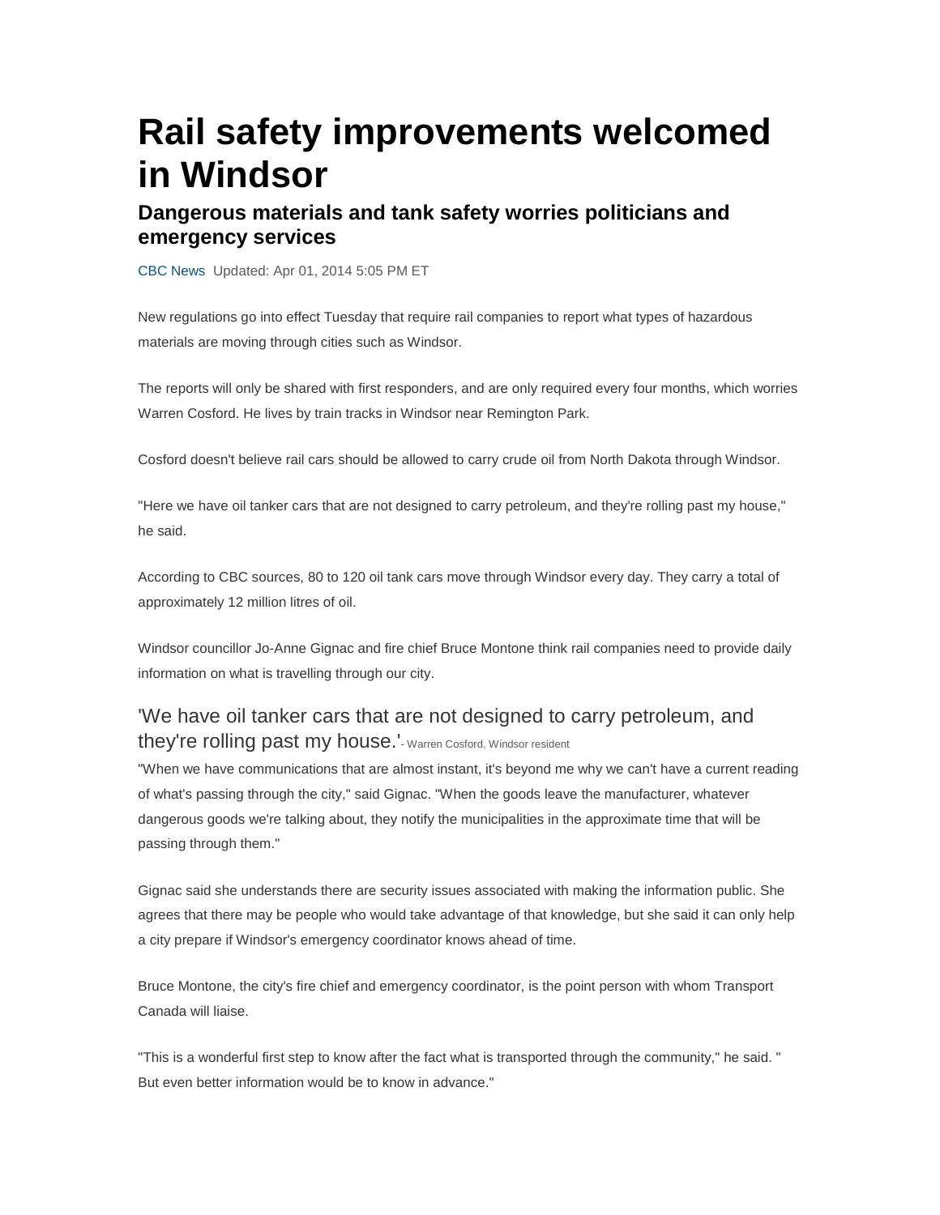# Rail safety improvements welcomed in Windsor

## Dangerous materials and tank safety worries politicians and emergency services

CBC News Updated: Apr 01, 2014 5:05 PM ET

New regulations go into effect Tuesday that require rail companies to report what types of hazardous materials are moving through cities such as Windsor.

The reports will only be shared with first responders, and are only required every four months, which worries Warren Cosford. He lives by train tracks in Windsor near Remington Park.

Cosford doesn't believe rail cars should be allowed to carry crude oil from North Dakota through Windsor.

"Here we have oil tanker cars that are not designed to carry petroleum, and they're rolling past my house," he said.

According to CBC sources, 80 to 120 oil tank cars move through Windsor every day. They carry a total of approximately 12 million litres of oil.

Windsor councillor Jo-Anne Gignac and fire chief Bruce Montone think rail companies need to provide daily information on what is travelling through our city.

> 'We have oil tanker cars that are not designed to carry petroleum, and they're rolling past my house.' - Warren Cosford, Windsor resident

"When we have communications that are almost instant, it's beyond me why we can't have a current reading of what's passing through the city," said Gignac. "When the goods leave the manufacturer, whatever dangerous goods we're talking about, they notify the municipalities in the approximate time that will be passing through them."

Gignac said she understands there are security issues associated with making the information public. She agrees that there may be people who would take advantage of that knowledge, but she said it can only help a city prepare if Windsor's emergency coordinator knows ahead of time.

Bruce Montone, the city's fire chief and emergency coordinator, is the point person with whom Transport Canada will liaise.

"This is a wonderful first step to know after the fact what is transported through the community," he said. " But even better information would be to know in advance."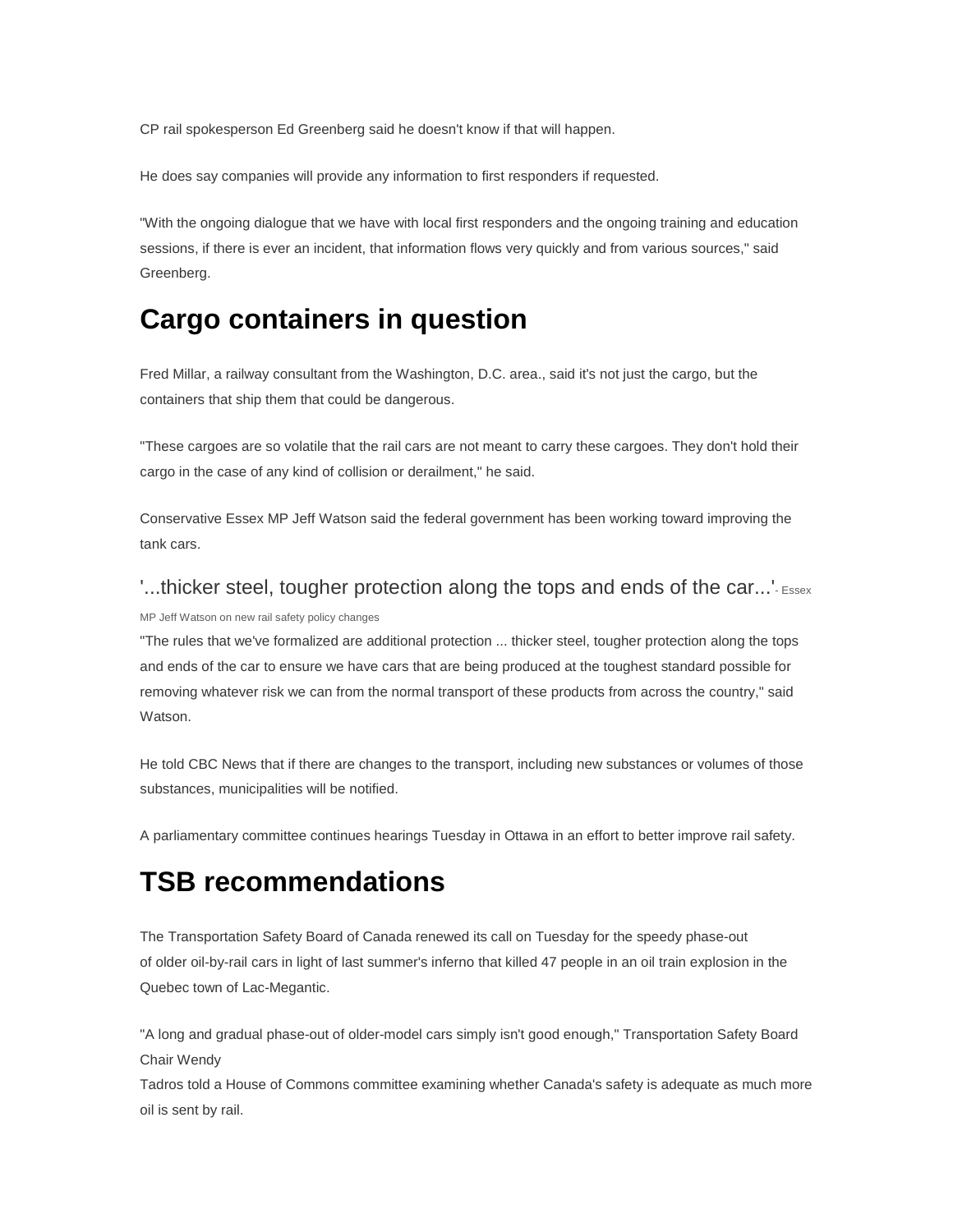CP rail spokesperson Ed Greenberg said he doesn't know if that will happen.

He does say companies will provide any information to first responders if requested.

"With the ongoing dialogue that we have with local first responders and the ongoing training and education sessions, if there is ever an incident, that information flows very quickly and from various sources," said Greenberg.

## Cargo containers in question

Fred Millar, a railway consultant from the Washington, D.C. area., said it's not just the cargo, but the containers that ship them that could be dangerous.

"These cargoes are so volatile that the rail cars are not meant to carry these cargoes. They don't hold their cargo in the case of any kind of collision or derailment," he said.

Conservative Essex MP Jeff Watson said the federal government has been working toward improving the tank cars.

'...thicker steel, tougher protection along the tops and ends of the car...'- Essex MP Jeff Watson on new rail safety policy changes

"The rules that we've formalized are additional protection ... thicker steel, tougher protection along the tops and ends of the car to ensure we have cars that are being produced at the toughest standard possible for removing whatever risk we can from the normal transport of these products from across the country," said Watson.

He told CBC News that if there are changes to the transport, including new substances or volumes of those substances, municipalities will be notified.

A parliamentary committee continues hearings Tuesday in Ottawa in an effort to better improve rail safety.

## TSB recommendations

The Transportation Safety Board of Canada renewed its call on Tuesday for the speedy phase-out of older oil-by-rail cars in light of last summer's inferno that killed 47 people in an oil train explosion in the Quebec town of Lac-Megantic.

"A long and gradual phase-out of older-model cars simply isn't good enough," Transportation Safety Board Chair Wendy Tadros told a House of Commons committee examining whether Canada's safety is adequate as much more oil is sent by rail.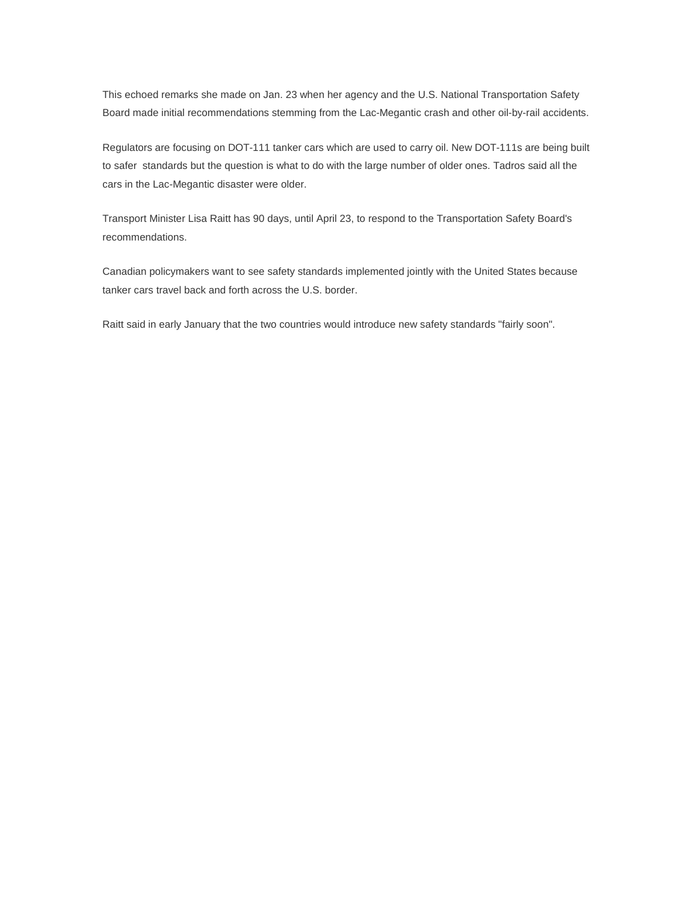This echoed remarks she made on Jan. 23 when her agency and the U.S. National Transportation Safety Board made initial recommendations stemming from the Lac-Megantic crash and other oil-by-rail accidents.

Regulators are focusing on DOT-111 tanker cars which are used to carry oil. New DOT-111s are being built to safer standards but the question is what to do with the large number of older ones. Tadros said all the cars in the Lac-Megantic disaster were older.

Transport Minister Lisa Raitt has 90 days, until April 23, to respond to the Transportation Safety Board's recommendations.

Canadian policymakers want to see safety standards implemented jointly with the United States because tanker cars travel back and forth across the U.S. border.

Raitt said in early January that the two countries would introduce new safety standards "fairly soon".